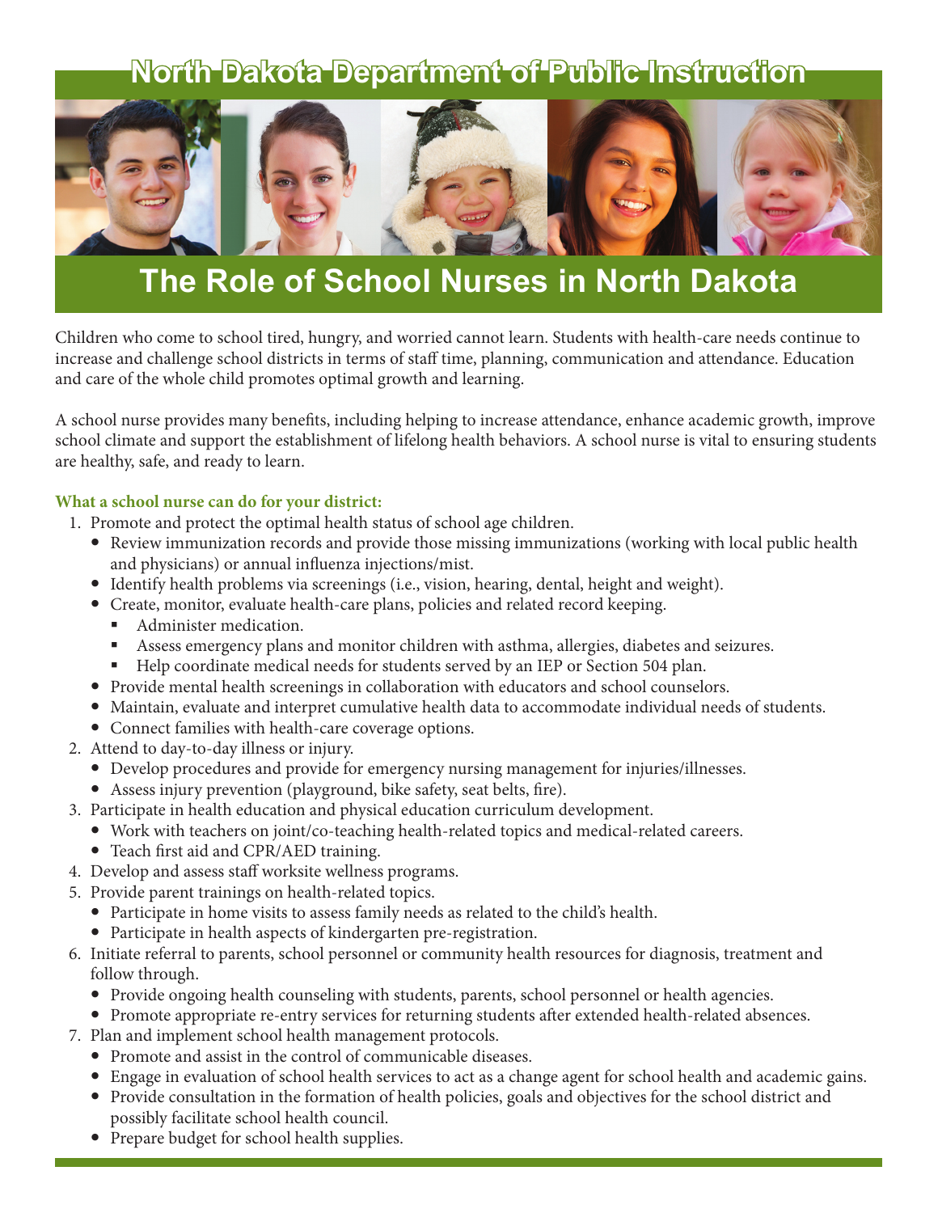# North Dakota Department of Public Instruction

# The Role of School Nurses in North Dakota

Children who come to school tired, hungry, and worried cannot learn. Students with health-care needs continue to increase and challenge school districts in terms of staff time, planning, communication and attendance. Education and care of the whole child promotes optimal growth and learning.

A school nurse provides many benefits, including helping to increase attendance, enhance academic growth, improve school climate and support the establishment of lifelong health behaviors. A school nurse is vital to ensuring students are healthy, safe, and ready to learn.

**What a school nurse can do for your district:**

1. Promote and protect the optimal health status of school age children.
   - Review immunization records and provide those missing immunizations (working with local public health and physicians) or annual influenza injections/mist.
   - Identify health problems via screenings (i.e., vision, hearing, dental, height and weight).
   - Create, monitor, evaluate health-care plans, policies and related record keeping.
     - Administer medication.
     - Assess emergency plans and monitor children with asthma, allergies, diabetes and seizures.
     - Help coordinate medical needs for students served by an IEP or Section 504 plan.
   - Provide mental health screenings in collaboration with educators and school counselors.
   - Maintain, evaluate and interpret cumulative health data to accommodate individual needs of students.
   - Connect families with health-care coverage options.
2. Attend to day-to-day illness or injury.
   - Develop procedures and provide for emergency nursing management for injuries/illnesses.
   - Assess injury prevention (playground, bike safety, seat belts, fire).
3. Participate in health education and physical education curriculum development.
   - Work with teachers on joint/co-teaching health-related topics and medical-related careers.
   - Teach first aid and CPR/AED training.
4. Develop and assess staff worksite wellness programs.
5. Provide parent trainings on health-related topics.
   - Participate in home visits to assess family needs as related to the child's health.
   - Participate in health aspects of kindergarten pre-registration.
6. Initiate referral to parents, school personnel or community health resources for diagnosis, treatment and follow through.
   - Provide ongoing health counseling with students, parents, school personnel or health agencies.
   - Promote appropriate re-entry services for returning students after extended health-related absences.
7. Plan and implement school health management protocols.
   - Promote and assist in the control of communicable diseases.
   - Engage in evaluation of school health services to act as a change agent for school health and academic gains.
   - Provide consultation in the formation of health policies, goals and objectives for the school district and possibly facilitate school health council.
   - Prepare budget for school health supplies.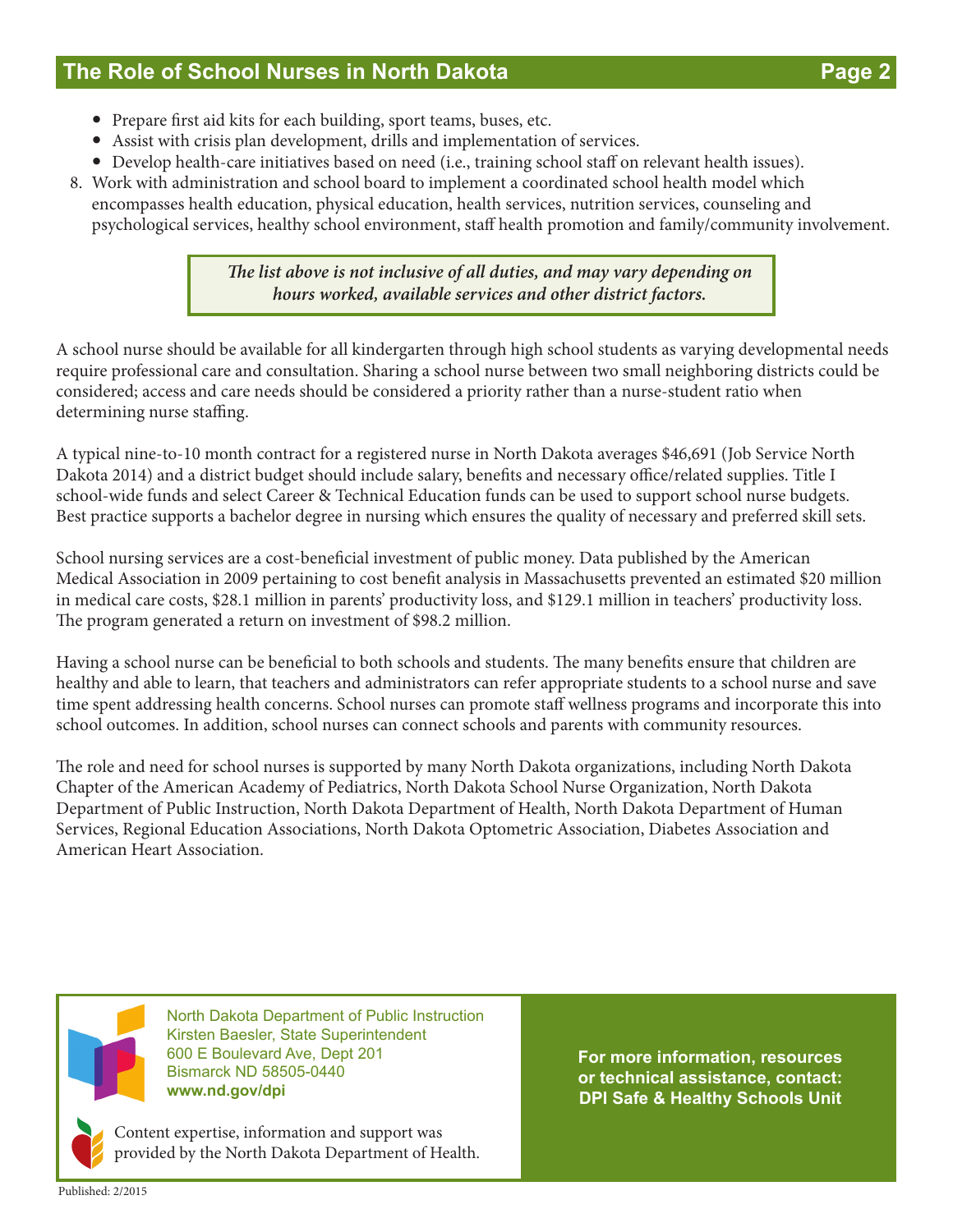- Prepare first aid kits for each building, sport teams, buses, etc.
- Assist with crisis plan development, drills and implementation of services.
- Develop health-care initiatives based on need (i.e., training school staff on relevant health issues).

8. Work with administration and school board to implement a coordinated school health model which encompasses health education, physical education, health services, nutrition services, counseling and psychological services, healthy school environment, staff health promotion and family/community involvement.

***The list above is not inclusive of all duties, and may vary depending on hours worked, available services and other district factors.***

A school nurse should be available for all kindergarten through high school students as varying developmental needs require professional care and consultation. Sharing a school nurse between two small neighboring districts could be considered; access and care needs should be considered a priority rather than a nurse-student ratio when determining nurse staffing.

A typical nine-to-10 month contract for a registered nurse in North Dakota averages $46,691 (Job Service North Dakota 2014) and a district budget should include salary, benefits and necessary office/related supplies. Title I school-wide funds and select Career & Technical Education funds can be used to support school nurse budgets. Best practice supports a bachelor degree in nursing which ensures the quality of necessary and preferred skill sets.

School nursing services are a cost-beneficial investment of public money. Data published by the American Medical Association in 2009 pertaining to cost benefit analysis in Massachusetts prevented an estimated $20 million in medical care costs, $28.1 million in parents' productivity loss, and $129.1 million in teachers' productivity loss. The program generated a return on investment of $98.2 million.

Having a school nurse can be beneficial to both schools and students. The many benefits ensure that children are healthy and able to learn, that teachers and administrators can refer appropriate students to a school nurse and save time spent addressing health concerns. School nurses can promote staff wellness programs and incorporate this into school outcomes. In addition, school nurses can connect schools and parents with community resources.

The role and need for school nurses is supported by many North Dakota organizations, including North Dakota Chapter of the American Academy of Pediatrics, North Dakota School Nurse Organization, North Dakota Department of Public Instruction, North Dakota Department of Health, North Dakota Department of Human Services, Regional Education Associations, North Dakota Optometric Association, Diabetes Association and American Heart Association.

North Dakota Department of Public Instruction
Kirsten Baesler, State Superintendent
600 E Boulevard Ave, Dept 201
Bismarck ND 58505-0440
**www.nd.gov/dpi**

Content expertise, information and support was provided by the North Dakota Department of Health.

**For more information, resources or technical assistance, contact: DPI Safe & Healthy Schools Unit**

Published: 2/2015